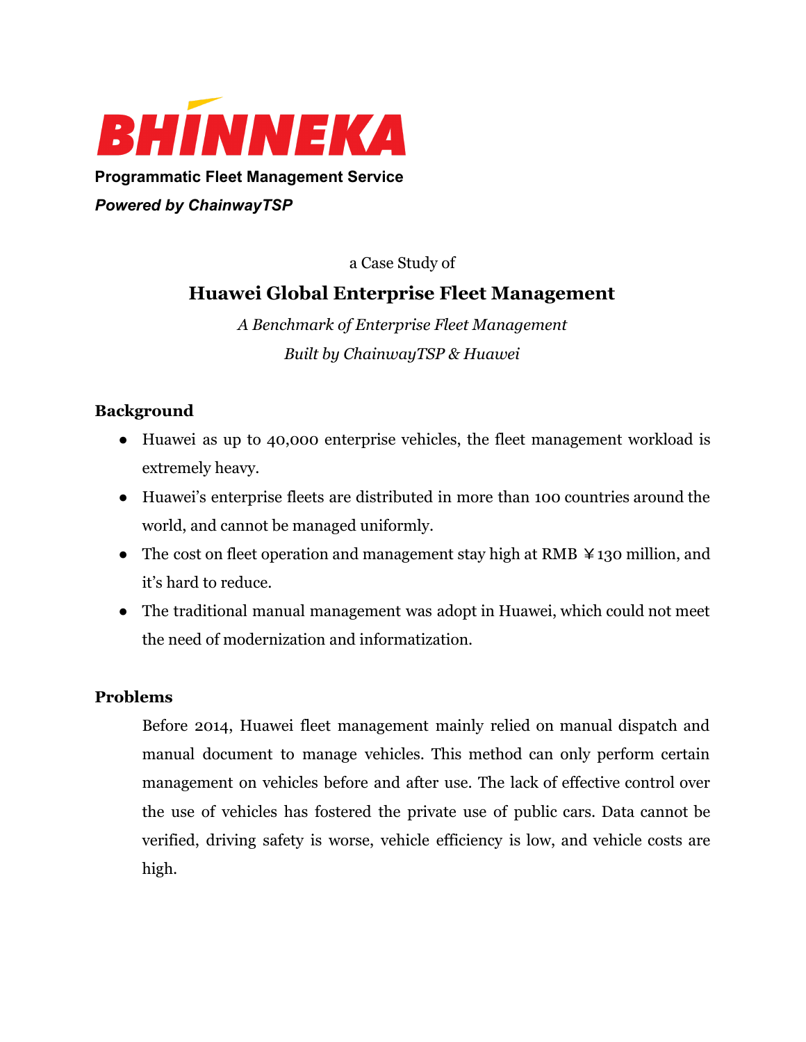# BHINNEKA

**Programmatic Fleet Management Service**

***Powered by ChainwayTSP***

a Case Study of

## Huawei Global Enterprise Fleet Management

*A Benchmark of Enterprise Fleet Management*

*Built by ChainwayTSP & Huawei*

### Background

- Huawei as up to 40,000 enterprise vehicles, the fleet management workload is extremely heavy.
- Huawei's enterprise fleets are distributed in more than 100 countries around the world, and cannot be managed uniformly.
- The cost on fleet operation and management stay high at RMB ￥130 million, and it's hard to reduce.
- The traditional manual management was adopt in Huawei, which could not meet the need of modernization and informatization.

### Problems

Before 2014, Huawei fleet management mainly relied on manual dispatch and manual document to manage vehicles. This method can only perform certain management on vehicles before and after use. The lack of effective control over the use of vehicles has fostered the private use of public cars. Data cannot be verified, driving safety is worse, vehicle efficiency is low, and vehicle costs are high.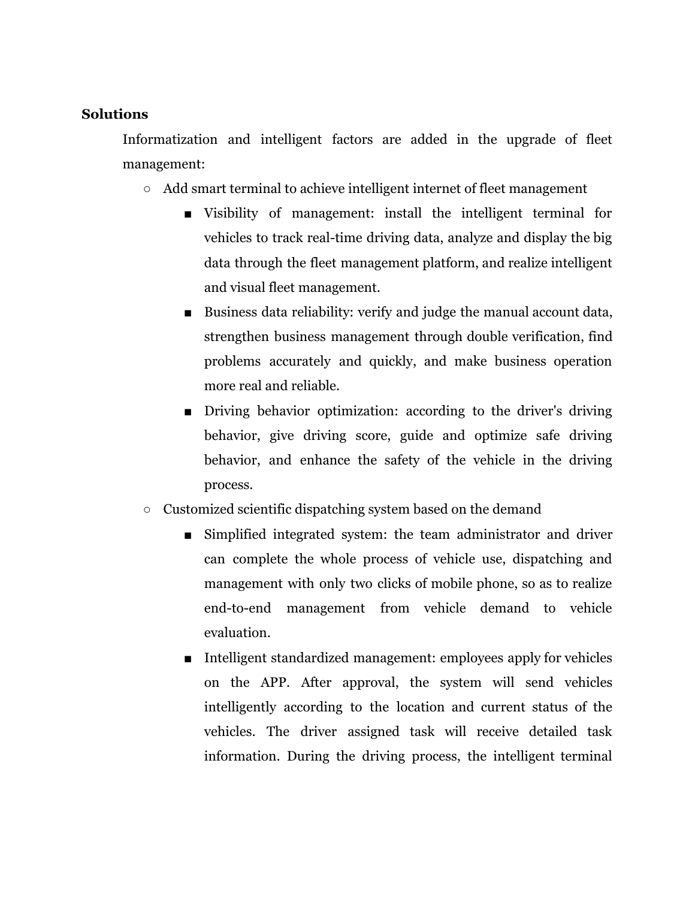**Solutions**

Informatization and intelligent factors are added in the upgrade of fleet management:

- Add smart terminal to achieve intelligent internet of fleet management
  - Visibility of management: install the intelligent terminal for vehicles to track real-time driving data, analyze and display the big data through the fleet management platform, and realize intelligent and visual fleet management.
  - Business data reliability: verify and judge the manual account data, strengthen business management through double verification, find problems accurately and quickly, and make business operation more real and reliable.
  - Driving behavior optimization: according to the driver's driving behavior, give driving score, guide and optimize safe driving behavior, and enhance the safety of the vehicle in the driving process.
- Customized scientific dispatching system based on the demand
  - Simplified integrated system: the team administrator and driver can complete the whole process of vehicle use, dispatching and management with only two clicks of mobile phone, so as to realize end-to-end management from vehicle demand to vehicle evaluation.
  - Intelligent standardized management: employees apply for vehicles on the APP. After approval, the system will send vehicles intelligently according to the location and current status of the vehicles. The driver assigned task will receive detailed task information. During the driving process, the intelligent terminal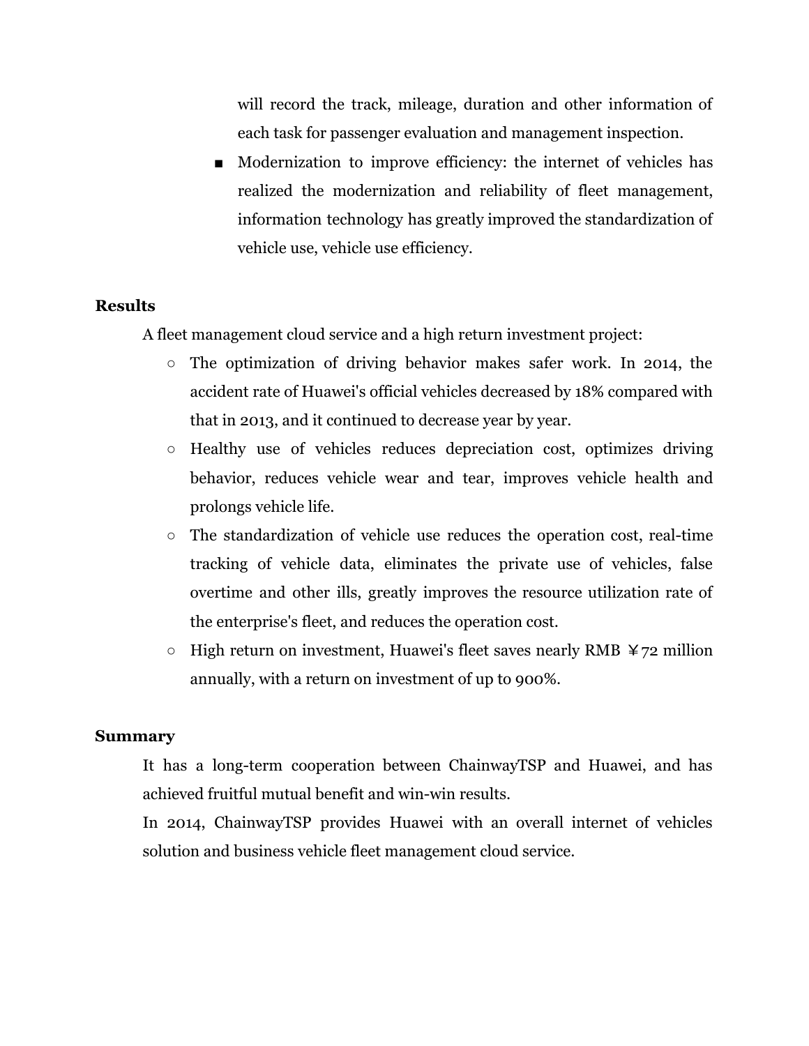will record the track, mileage, duration and other information of each task for passenger evaluation and management inspection.
- Modernization to improve efficiency: the internet of vehicles has realized the modernization and reliability of fleet management, information technology has greatly improved the standardization of vehicle use, vehicle use efficiency.

**Results**

A fleet management cloud service and a high return investment project:

- The optimization of driving behavior makes safer work. In 2014, the accident rate of Huawei's official vehicles decreased by 18% compared with that in 2013, and it continued to decrease year by year.
- Healthy use of vehicles reduces depreciation cost, optimizes driving behavior, reduces vehicle wear and tear, improves vehicle health and prolongs vehicle life.
- The standardization of vehicle use reduces the operation cost, real-time tracking of vehicle data, eliminates the private use of vehicles, false overtime and other ills, greatly improves the resource utilization rate of the enterprise's fleet, and reduces the operation cost.
- High return on investment, Huawei's fleet saves nearly RMB ￥72 million annually, with a return on investment of up to 900%.

**Summary**

It has a long-term cooperation between ChainwayTSP and Huawei, and has achieved fruitful mutual benefit and win-win results.

In 2014, ChainwayTSP provides Huawei with an overall internet of vehicles solution and business vehicle fleet management cloud service.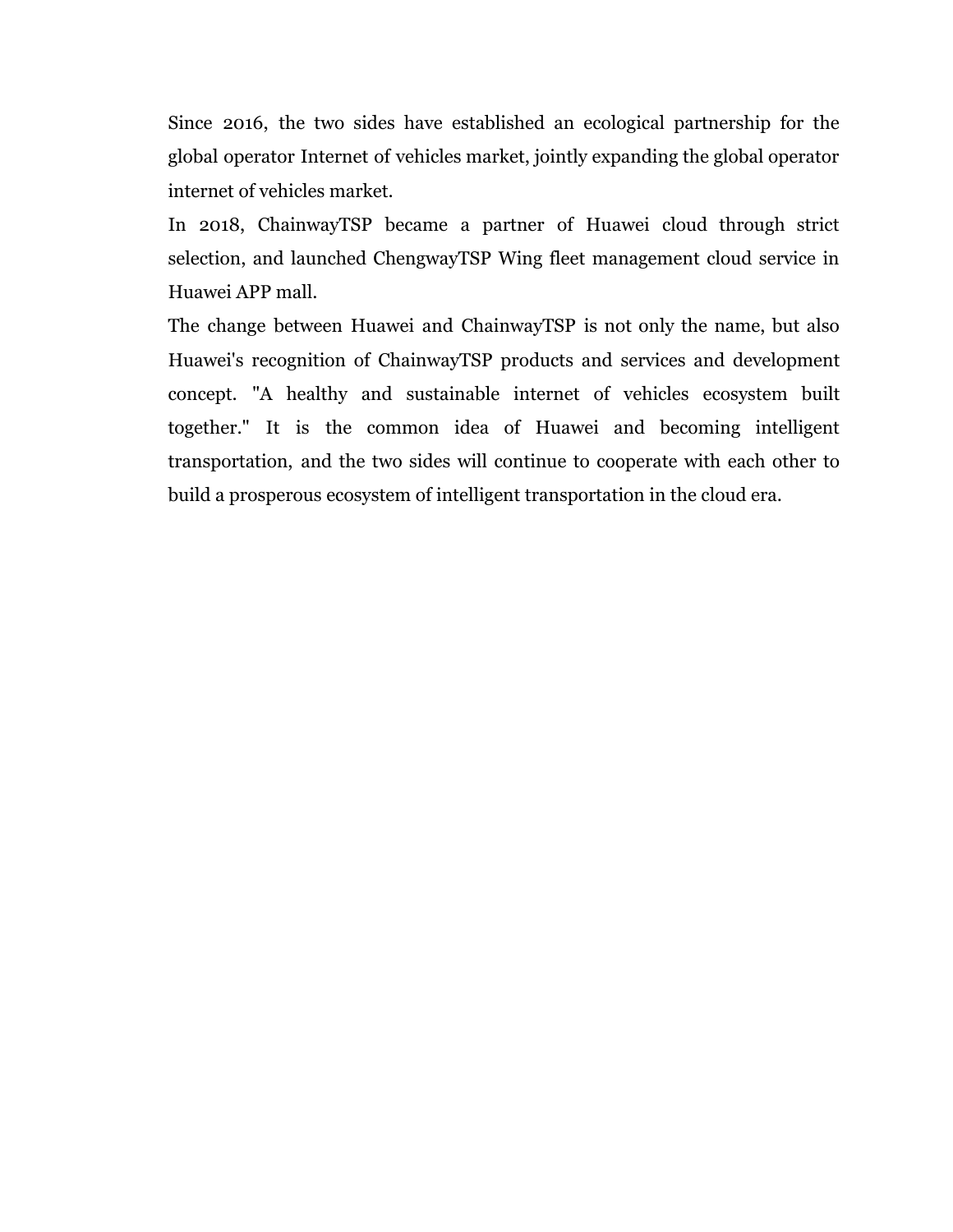Since 2016, the two sides have established an ecological partnership for the global operator Internet of vehicles market, jointly expanding the global operator internet of vehicles market.

In 2018, ChainwayTSP became a partner of Huawei cloud through strict selection, and launched ChengwayTSP Wing fleet management cloud service in Huawei APP mall.

The change between Huawei and ChainwayTSP is not only the name, but also Huawei's recognition of ChainwayTSP products and services and development concept. "A healthy and sustainable internet of vehicles ecosystem built together." It is the common idea of Huawei and becoming intelligent transportation, and the two sides will continue to cooperate with each other to build a prosperous ecosystem of intelligent transportation in the cloud era.